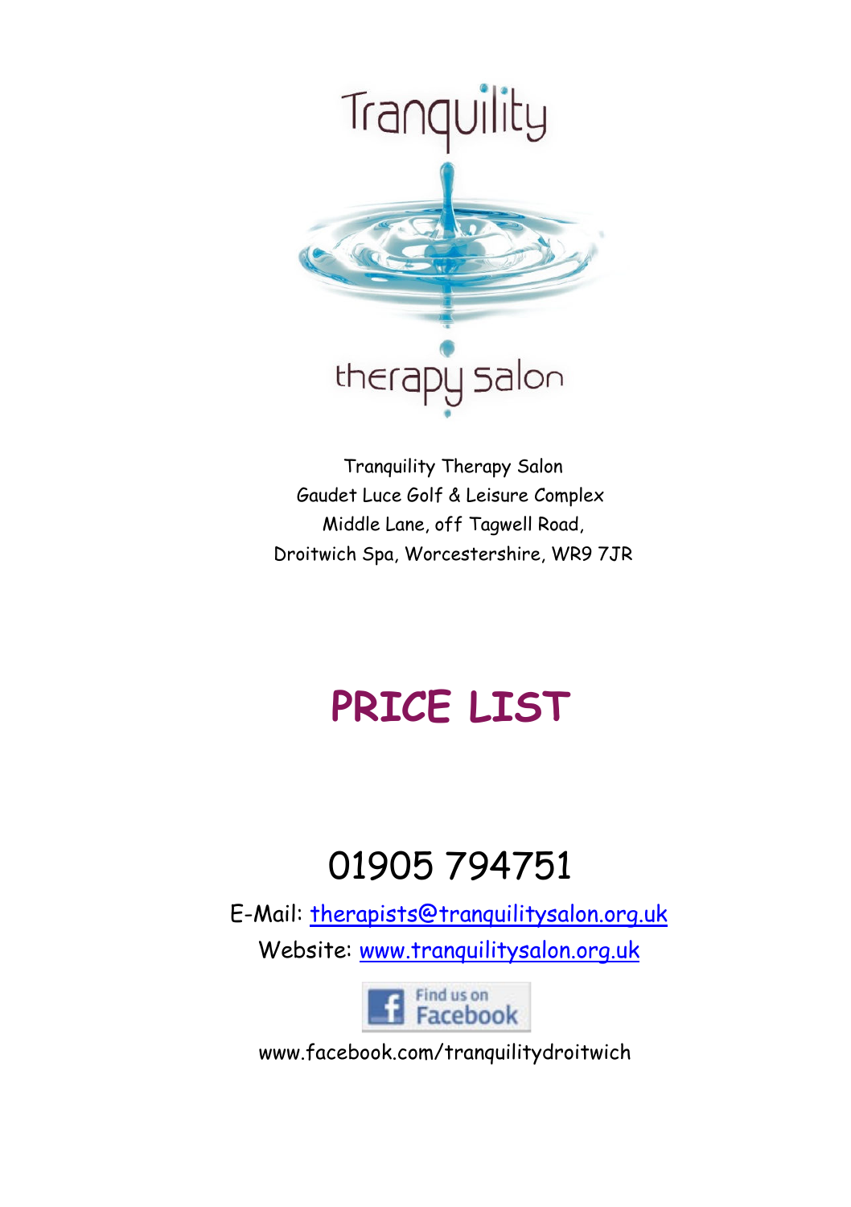Tranquility

therapy salon

Tranquility Therapy Salon
Gaudet Luce Golf & Leisure Complex
Middle Lane, off Tagwell Road,
Droitwich Spa, Worcestershire, WR9 7JR

# PRICE LIST

## 01905 794751

E-Mail: therapists@tranquilitysalon.org.uk

Website: www.tranquilitysalon.org.uk

Find us on Facebook

www.facebook.com/tranquilitydroitwich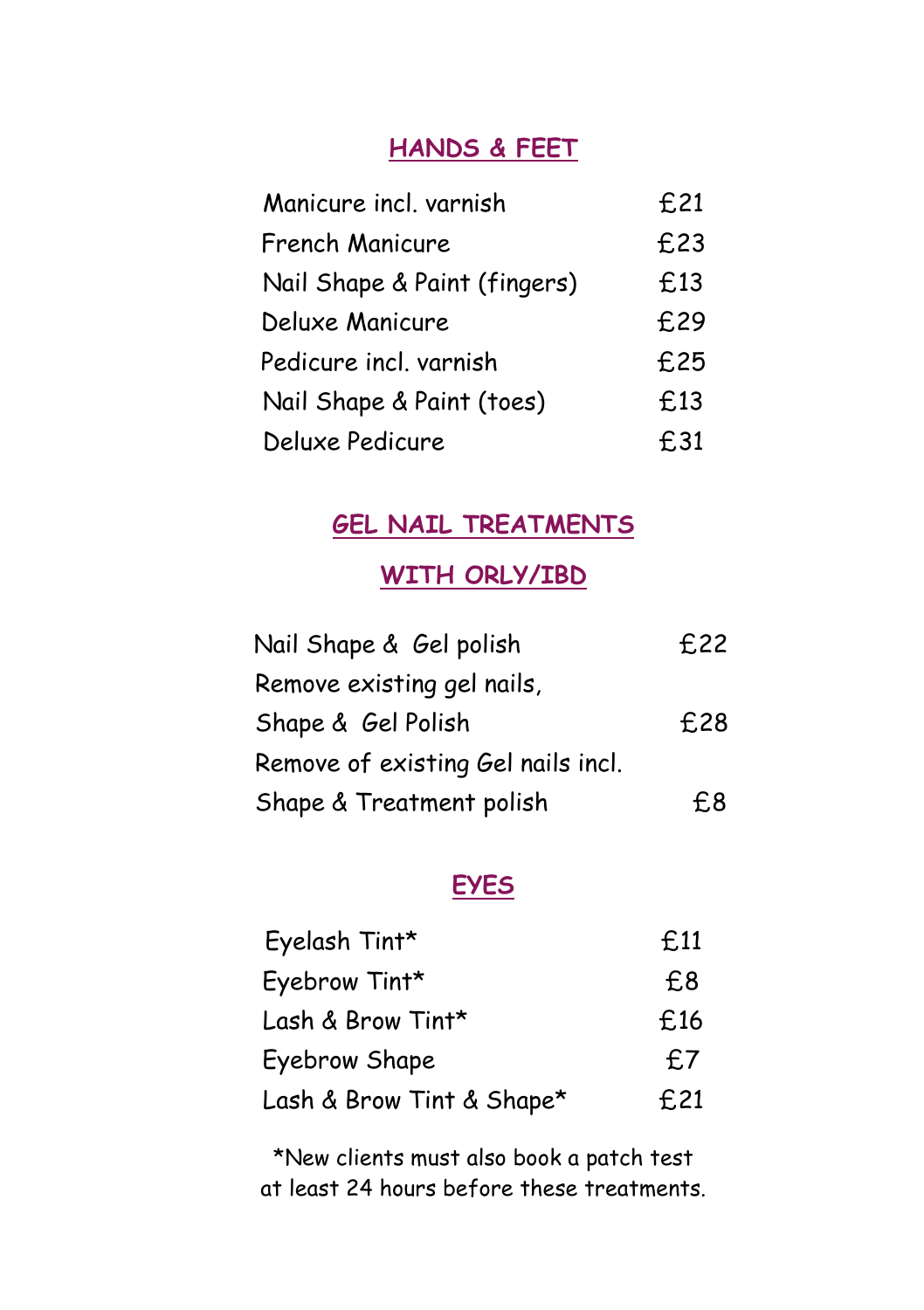## HANDS & FEET

| | |
|---|---|
| Manicure incl. varnish | £21 |
| French Manicure | £23 |
| Nail Shape & Paint (fingers) | £13 |
| Deluxe Manicure | £29 |
| Pedicure incl. varnish | £25 |
| Nail Shape & Paint (toes) | £13 |
| Deluxe Pedicure | £31 |

## GEL NAIL TREATMENTS

## WITH ORLY/IBD

| | |
|---|---|
| Nail Shape & Gel polish | £22 |
| Remove existing gel nails, Shape & Gel Polish | £28 |
| Remove of existing Gel nails incl. Shape & Treatment polish | £8 |

## EYES

| | |
|---|---|
| Eyelash Tint* | £11 |
| Eyebrow Tint* | £8 |
| Lash & Brow Tint* | £16 |
| Eyebrow Shape | £7 |
| Lash & Brow Tint & Shape* | £21 |

*New clients must also book a patch test at least 24 hours before these treatments.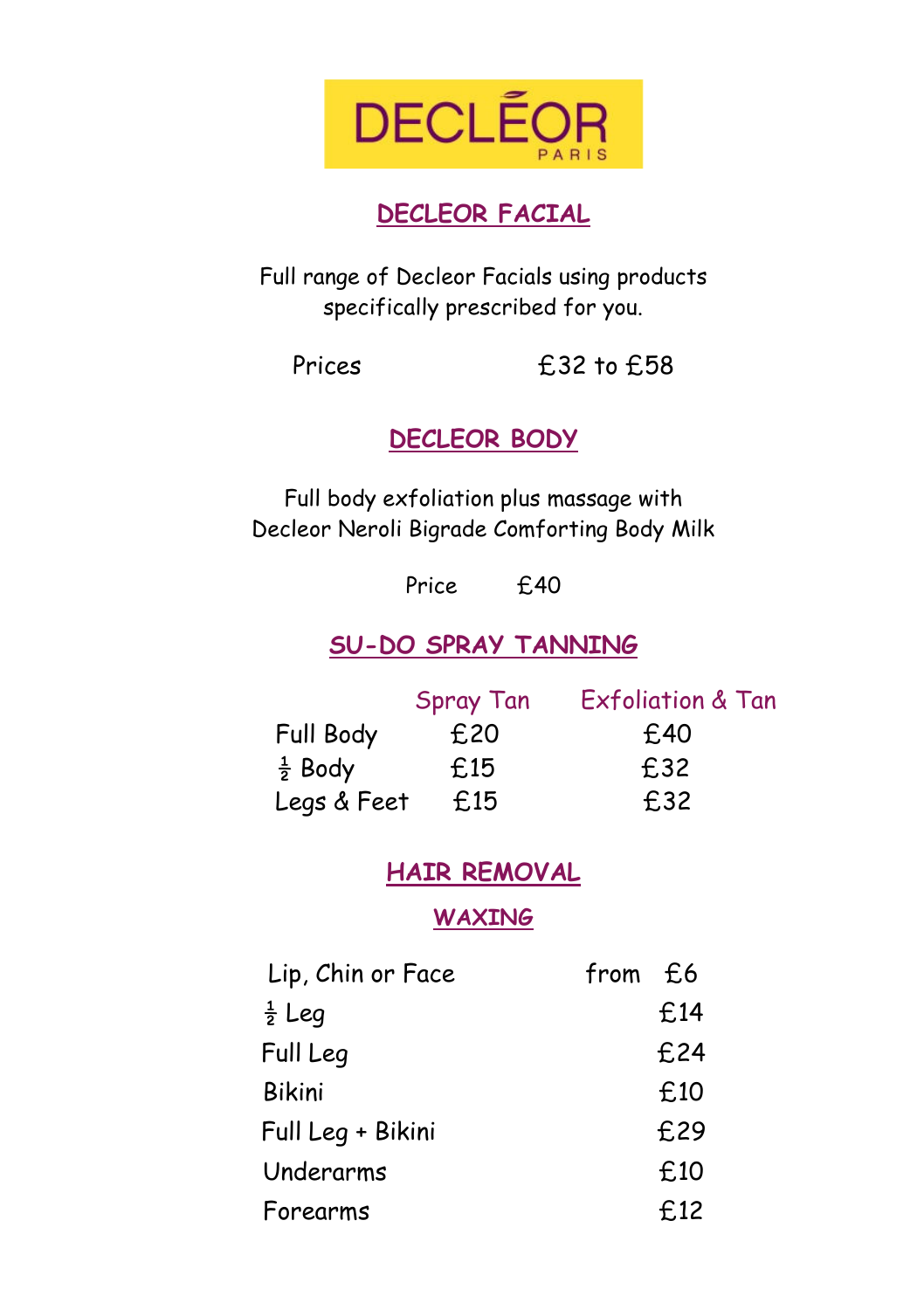DECLÉOR PARIS

## DECLEOR FACIAL

Full range of Decleor Facials using products specifically prescribed for you.

Prices £32 to £58

## DECLEOR BODY

Full body exfoliation plus massage with Decleor Neroli Bigrade Comforting Body Milk

Price £40

## SU-DO SPRAY TANNING

| | Spray Tan | Exfoliation & Tan |
|---|---|---|
| Full Body | £20 | £40 |
| ½ Body | £15 | £32 |
| Legs & Feet | £15 | £32 |

## HAIR REMOVAL

### WAXING

| | |
|---|---|
| Lip, Chin or Face | from £6 |
| ½ Leg | £14 |
| Full Leg | £24 |
| Bikini | £10 |
| Full Leg + Bikini | £29 |
| Underarms | £10 |
| Forearms | £12 |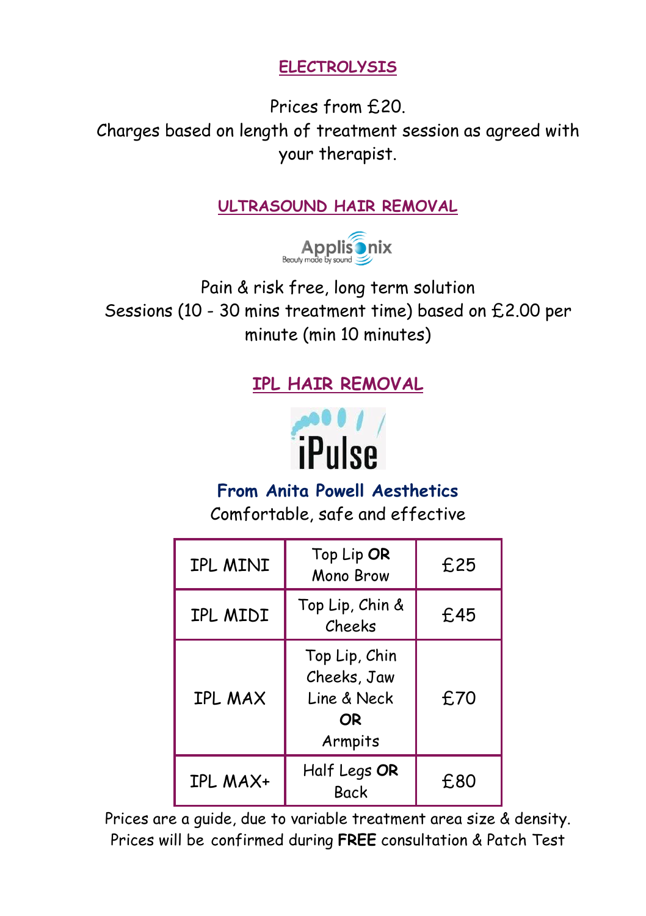## ELECTROLYSIS

Prices from £20.
Charges based on length of treatment session as agreed with your therapist.

## ULTRASOUND HAIR REMOVAL

Applisonix
Beauty made by sound

Pain & risk free, long term solution
Sessions (10 - 30 mins treatment time) based on £2.00 per minute (min 10 minutes)

## IPL HAIR REMOVAL

iPulse

**From Anita Powell Aesthetics**
Comfortable, safe and effective

| | | |
|---|---|---|
| IPL MINI | Top Lip **OR** Mono Brow | £25 |
| IPL MIDI | Top Lip, Chin & Cheeks | £45 |
| IPL MAX | Top Lip, Chin Cheeks, Jaw Line & Neck **OR** Armpits | £70 |
| IPL MAX+ | Half Legs **OR** Back | £80 |

Prices are a guide, due to variable treatment area size & density.
Prices will be confirmed during **FREE** consultation & Patch Test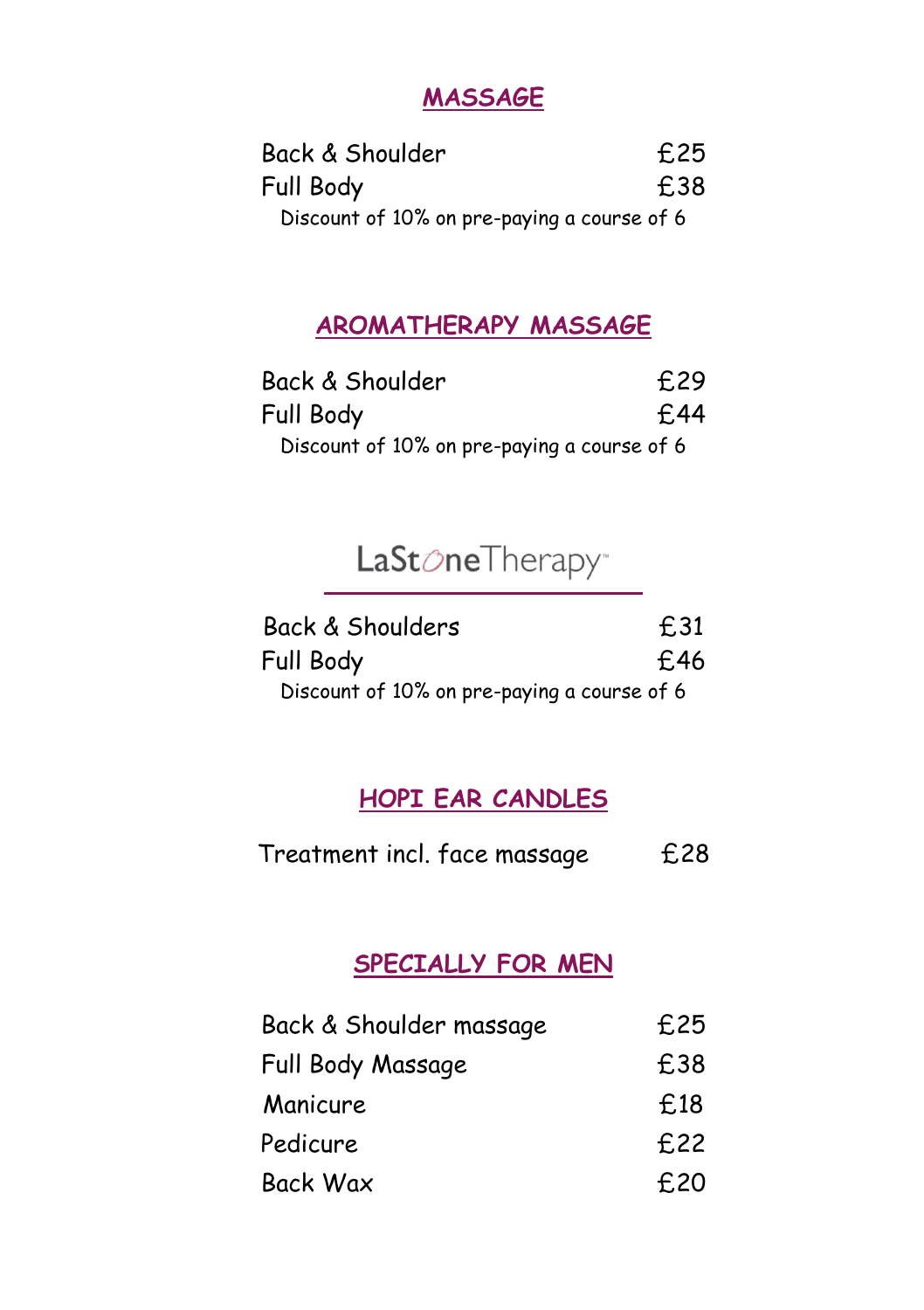## MASSAGE

| | |
|---|---|
| Back & Shoulder | £25 |
| Full Body | £38 |

Discount of 10% on pre-paying a course of 6

## AROMATHERAPY MASSAGE

| | |
|---|---|
| Back & Shoulder | £29 |
| Full Body | £44 |

Discount of 10% on pre-paying a course of 6

## LaStoneTherapy™

| | |
|---|---|
| Back & Shoulders | £31 |
| Full Body | £46 |

Discount of 10% on pre-paying a course of 6

## HOPI EAR CANDLES

| | |
|---|---|
| Treatment incl. face massage | £28 |

## SPECIALLY FOR MEN

| | |
|---|---|
| Back & Shoulder massage | £25 |
| Full Body Massage | £38 |
| Manicure | £18 |
| Pedicure | £22 |
| Back Wax | £20 |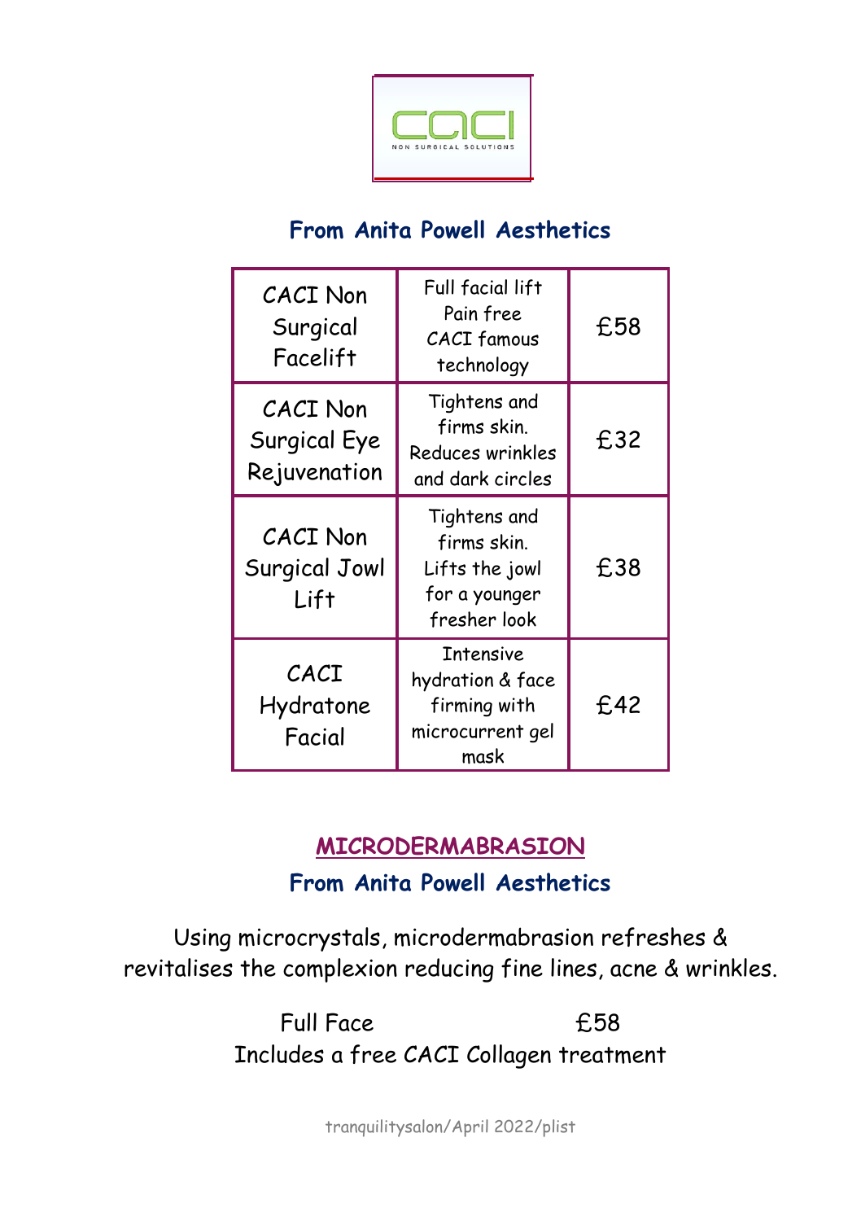CACI

NON SURGICAL SOLUTIONS

## From Anita Powell Aesthetics

| | | |
|---|---|---|
| CACI Non Surgical Facelift | Full facial lift Pain free CACI famous technology | £58 |
| CACI Non Surgical Eye Rejuvenation | Tightens and firms skin. Reduces wrinkles and dark circles | £32 |
| CACI Non Surgical Jowl Lift | Tightens and firms skin. Lifts the jowl for a younger fresher look | £38 |
| CACI Hydratone Facial | Intensive hydration & face firming with microcurrent gel mask | £42 |

## MICRODERMABRASION

## From Anita Powell Aesthetics

Using microcrystals, microdermabrasion refreshes & revitalises the complexion reducing fine lines, acne & wrinkles.

Full Face £58

Includes a free CACI Collagen treatment

tranquilitysalon/April 2022/plist